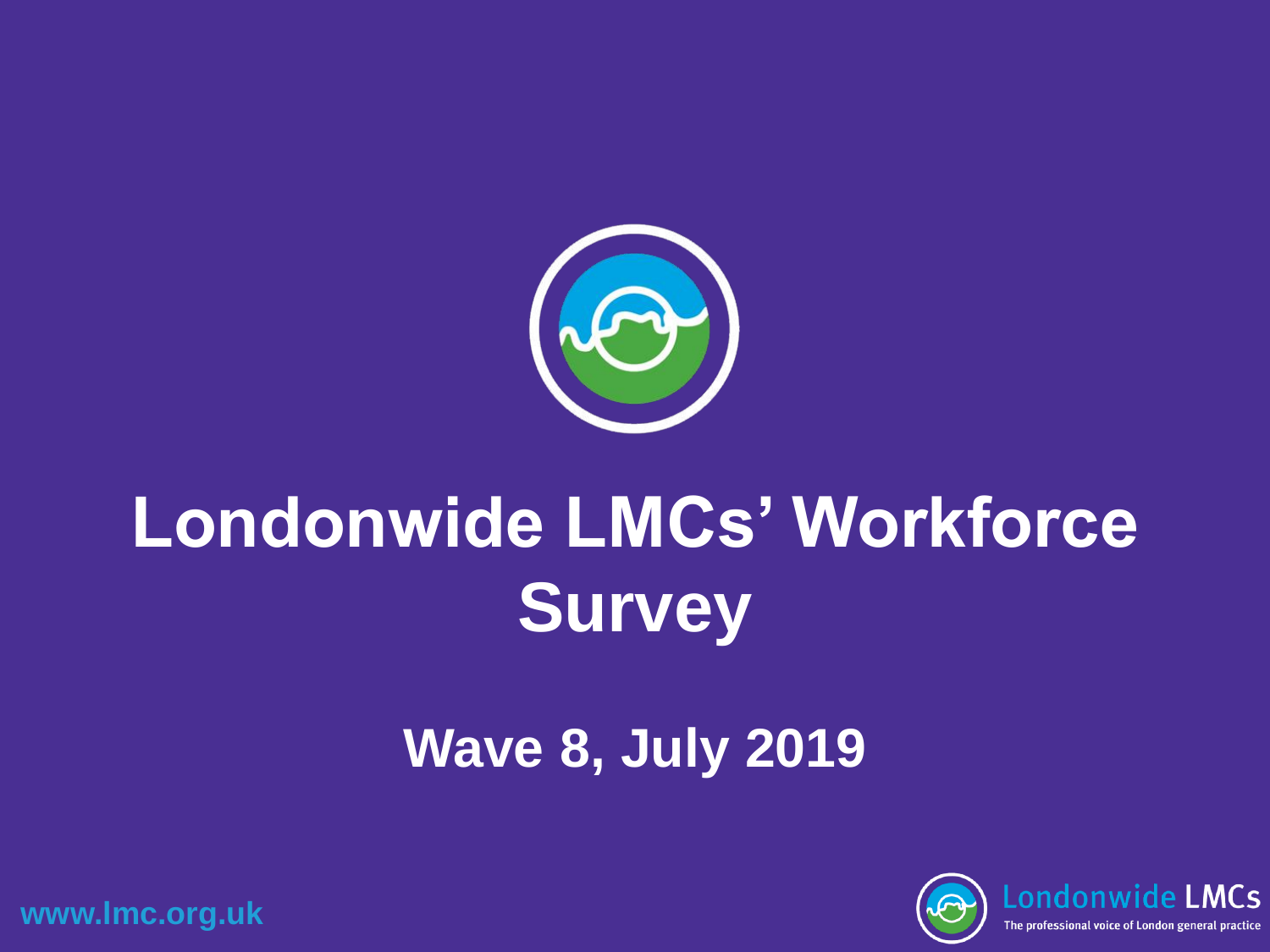# Londonwide LMCs' Workforce Survey

## Wave 8, July 2019

www.lmc.org.uk

Londonwide LMCs

The professional voice of London general practice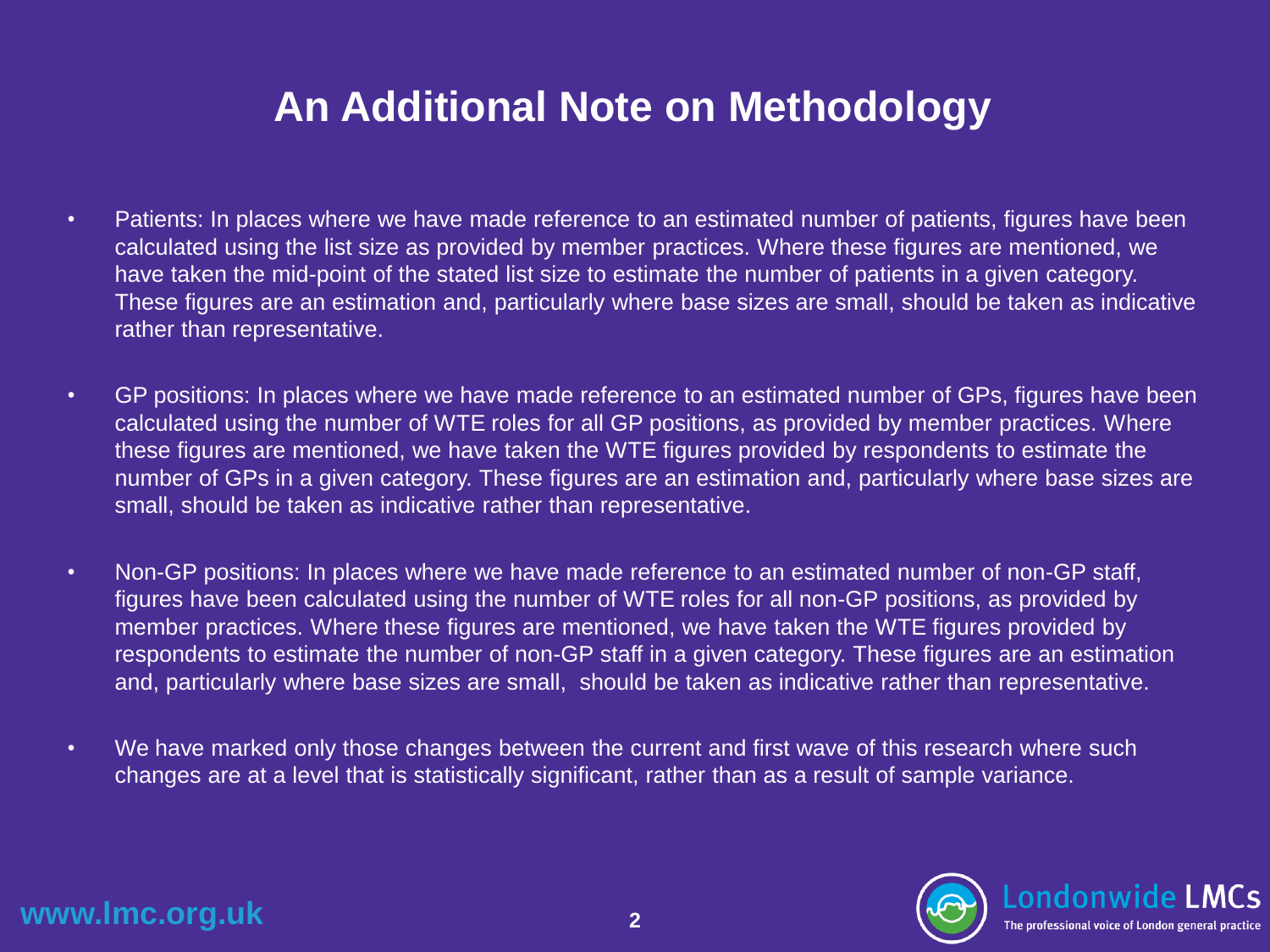# An Additional Note on Methodology

- Patients: In places where we have made reference to an estimated number of patients, figures have been calculated using the list size as provided by member practices. Where these figures are mentioned, we have taken the mid-point of the stated list size to estimate the number of patients in a given category. These figures are an estimation and, particularly where base sizes are small, should be taken as indicative rather than representative.

- GP positions: In places where we have made reference to an estimated number of GPs, figures have been calculated using the number of WTE roles for all GP positions, as provided by member practices. Where these figures are mentioned, we have taken the WTE figures provided by respondents to estimate the number of GPs in a given category. These figures are an estimation and, particularly where base sizes are small, should be taken as indicative rather than representative.

- Non-GP positions: In places where we have made reference to an estimated number of non-GP staff, figures have been calculated using the number of WTE roles for all non-GP positions, as provided by member practices. Where these figures are mentioned, we have taken the WTE figures provided by respondents to estimate the number of non-GP staff in a given category. These figures are an estimation and, particularly where base sizes are small, should be taken as indicative rather than representative.

- We have marked only those changes between the current and first wave of this research where such changes are at a level that is statistically significant, rather than as a result of sample variance.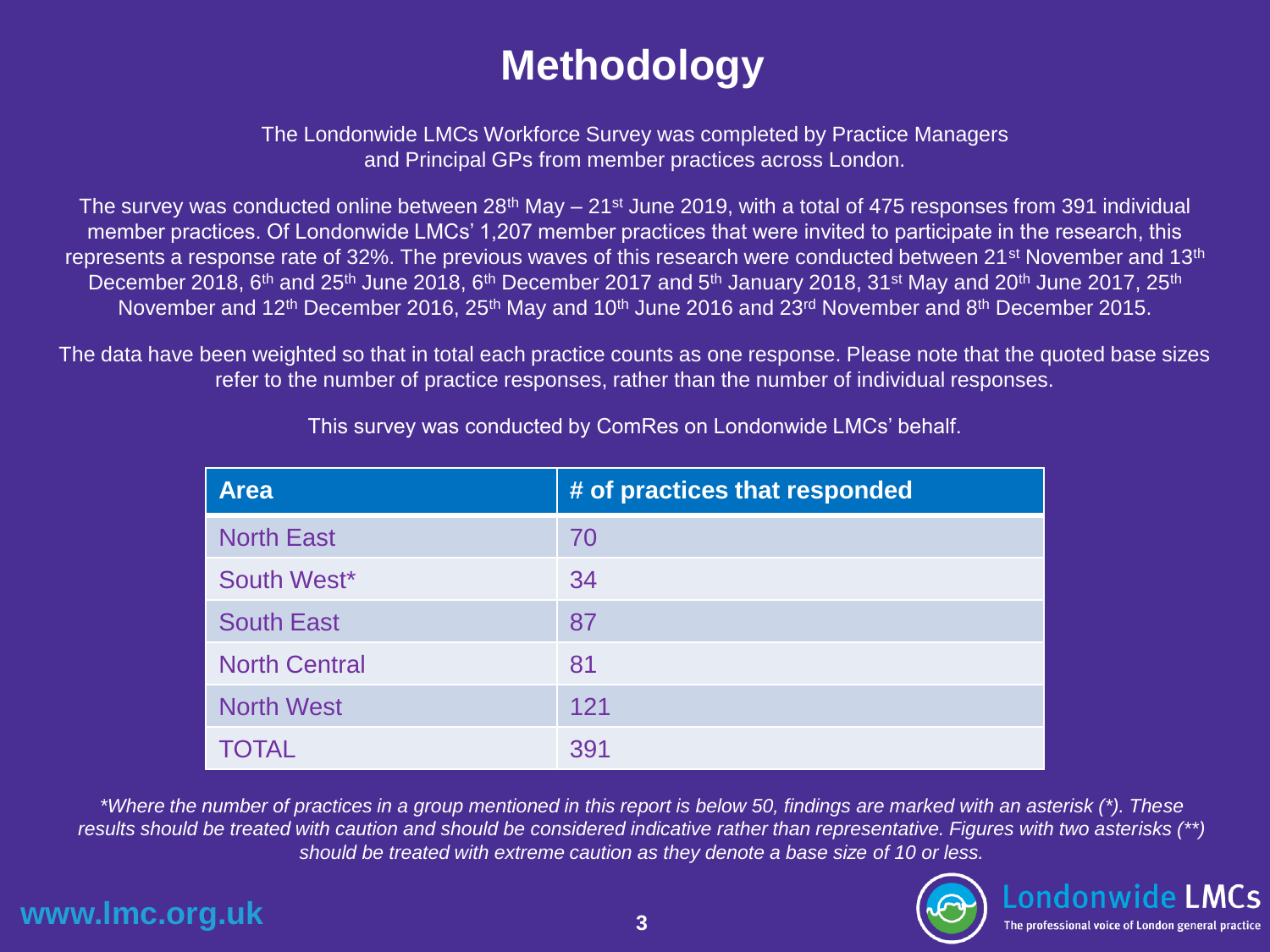# Methodology

The Londonwide LMCs Workforce Survey was completed by Practice Managers and Principal GPs from member practices across London.

The survey was conducted online between 28th May – 21st June 2019, with a total of 475 responses from 391 individual member practices. Of Londonwide LMCs' 1,207 member practices that were invited to participate in the research, this represents a response rate of 32%. The previous waves of this research were conducted between 21st November and 13th December 2018, 6th and 25th June 2018, 6th December 2017 and 5th January 2018, 31st May and 20th June 2017, 25th November and 12th December 2016, 25th May and 10th June 2016 and 23rd November and 8th December 2015.

The data have been weighted so that in total each practice counts as one response. Please note that the quoted base sizes refer to the number of practice responses, rather than the number of individual responses.

This survey was conducted by ComRes on Londonwide LMCs' behalf.

| Area | # of practices that responded |
|---|---|
| North East | 70 |
| South West* | 34 |
| South East | 87 |
| North Central | 81 |
| North West | 121 |
| TOTAL | 391 |

*\*Where the number of practices in a group mentioned in this report is below 50, findings are marked with an asterisk (\*). These results should be treated with caution and should be considered indicative rather than representative. Figures with two asterisks (\*\*) should be treated with extreme caution as they denote a base size of 10 or less.*

www.lmc.org.uk

Londonwide LMCs
The professional voice of London general practice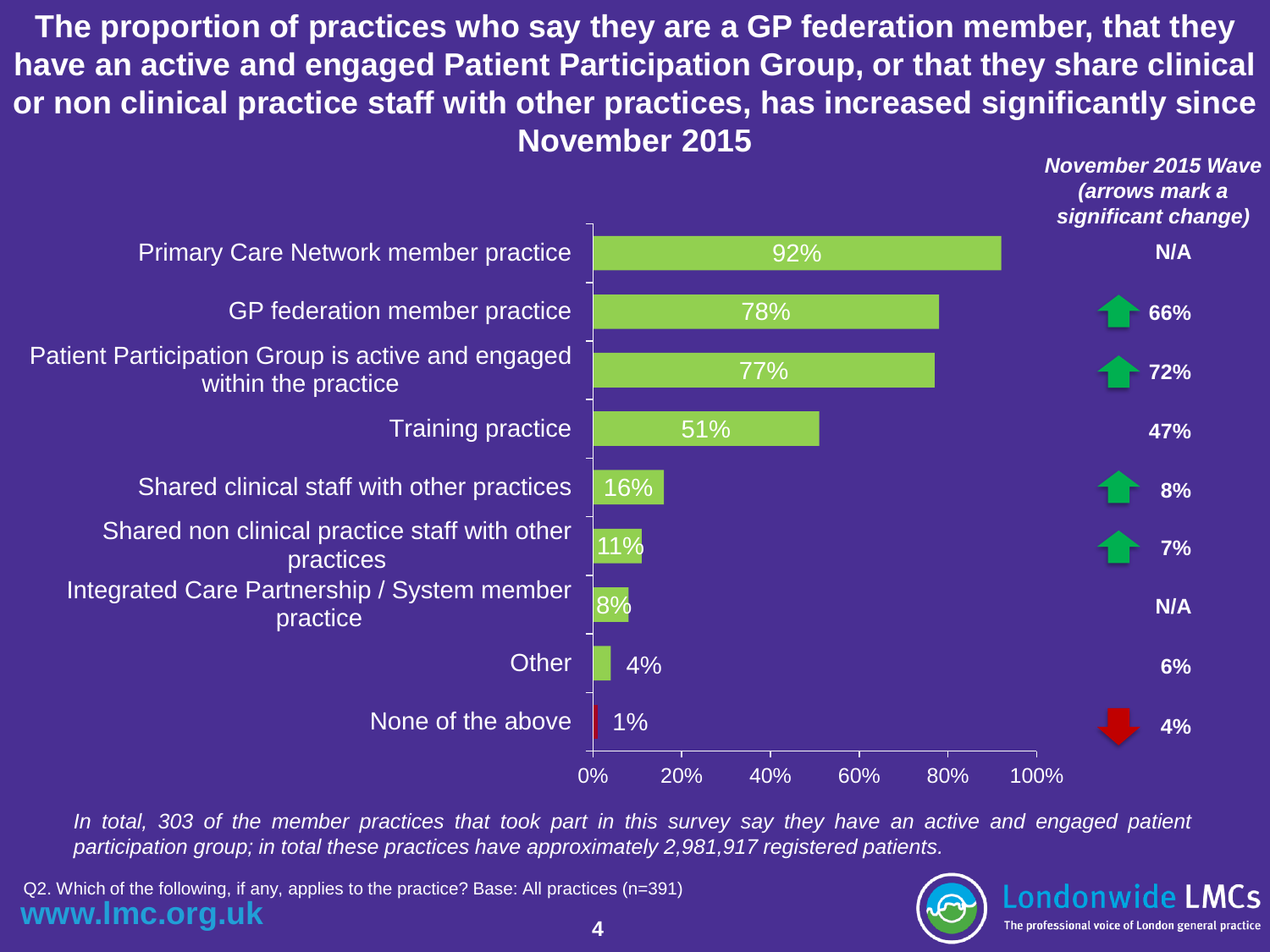# The proportion of practices who say they are a GP federation member, that they have an active and engaged Patient Participation Group, or that they share clinical or non clinical practice staff with other practices, has increased significantly since November 2015

| | Current | *November 2015 Wave (arrows mark a significant change)* |
|---|---|---|
| Primary Care Network member practice | 92% | N/A |
| GP federation member practice | 78% | ↑ 66% |
| Patient Participation Group is active and engaged within the practice | 77% | ↑ 72% |
| Training practice | 51% | 47% |
| Shared clinical staff with other practices | 16% | ↑ 8% |
| Shared non clinical practice staff with other practices | 11% | ↑ 7% |
| Integrated Care Partnership / System member practice | 8% | N/A |
| Other | 4% | 6% |
| None of the above | 1% | ↓ 4% |

*In total, 303 of the member practices that took part in this survey say they have an active and engaged patient participation group; in total these practices have approximately 2,981,917 registered patients.*

Q2. Which of the following, if any, applies to the practice? Base: All practices (n=391)

www.lmc.org.uk

Londonwide LMCs — The professional voice of London general practice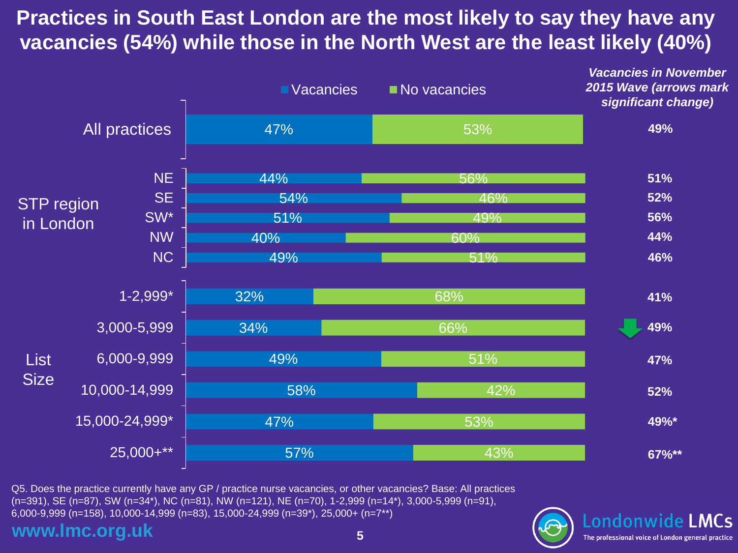# Practices in South East London are the most likely to say they have any vacancies (54%) while those in the North West are the least likely (40%)

| | | Vacancies | No vacancies | *Vacancies in November 2015 Wave (arrows mark significant change)* |
|---|---|---|---|---|
| All practices | | 47% | 53% | **49%** |
| STP region in London | NE | 44% | 56% | **51%** |
| | SE | 54% | 46% | **52%** |
| | SW* | 51% | 49% | **56%** |
| | NW | 40% | 60% | **44%** |
| | NC | 49% | 51% | **46%** |
| List Size | 1-2,999* | 32% | 68% | **41%** |
| | 3,000-5,999 | 34% | 66% | ↓ **49%** |
| | 6,000-9,999 | 49% | 51% | **47%** |
| | 10,000-14,999 | 58% | 42% | **52%** |
| | 15,000-24,999* | 47% | 53% | **49%*** |
| | 25,000+** | 57% | 43% | **67%**** |

Q5. Does the practice currently have any GP / practice nurse vacancies, or other vacancies? Base: All practices (n=391), SE (n=87), SW (n=34*), NC (n=81), NW (n=121), NE (n=70), 1-2,999 (n=14*), 3,000-5,999 (n=91), 6,000-9,999 (n=158), 10,000-14,999 (n=83), 15,000-24,999 (n=39*), 25,000+ (n=7**)

www.lmc.org.uk

Londonwide LMCs — The professional voice of London general practice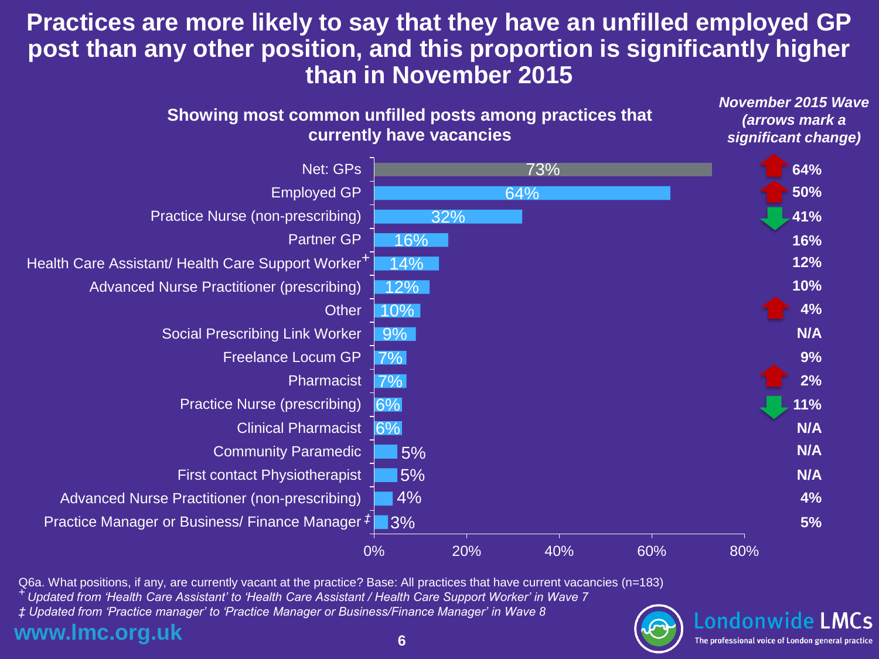# Practices are more likely to say that they have an unfilled employed GP post than any other position, and this proportion is significantly higher than in November 2015

**Showing most common unfilled posts among practices that currently have vacancies**

| Position | Current | November 2015 Wave (arrows mark a significant change) |
|---|---|---|
| Net: GPs | 73% | ↑ 64% |
| Employed GP | 64% | ↑ 50% |
| Practice Nurse (non-prescribing) | 32% | ↓ 41% |
| Partner GP | 16% | 16% |
| Health Care Assistant/ Health Care Support Worker+ | 14% | 12% |
| Advanced Nurse Practitioner (prescribing) | 12% | 10% |
| Other | 10% | ↑ 4% |
| Social Prescribing Link Worker | 9% | N/A |
| Freelance Locum GP | 7% | 9% |
| Pharmacist | 7% | ↑ 2% |
| Practice Nurse (prescribing) | 6% | ↓ 11% |
| Clinical Pharmacist | 6% | N/A |
| Community Paramedic | 5% | N/A |
| First contact Physiotherapist | 5% | N/A |
| Advanced Nurse Practitioner (non-prescribing) | 4% | 4% |
| Practice Manager or Business/ Finance Manager‡ | 3% | 5% |

Q6a. What positions, if any, are currently vacant at the practice? Base: All practices that have current vacancies (n=183)

+ *Updated from 'Health Care Assistant' to 'Health Care Assistant / Health Care Support Worker' in Wave 7*

‡ *Updated from 'Practice manager' to 'Practice Manager or Business/Finance Manager' in Wave 8*

**www.lmc.org.uk**

Londonwide LMCs — The professional voice of London general practice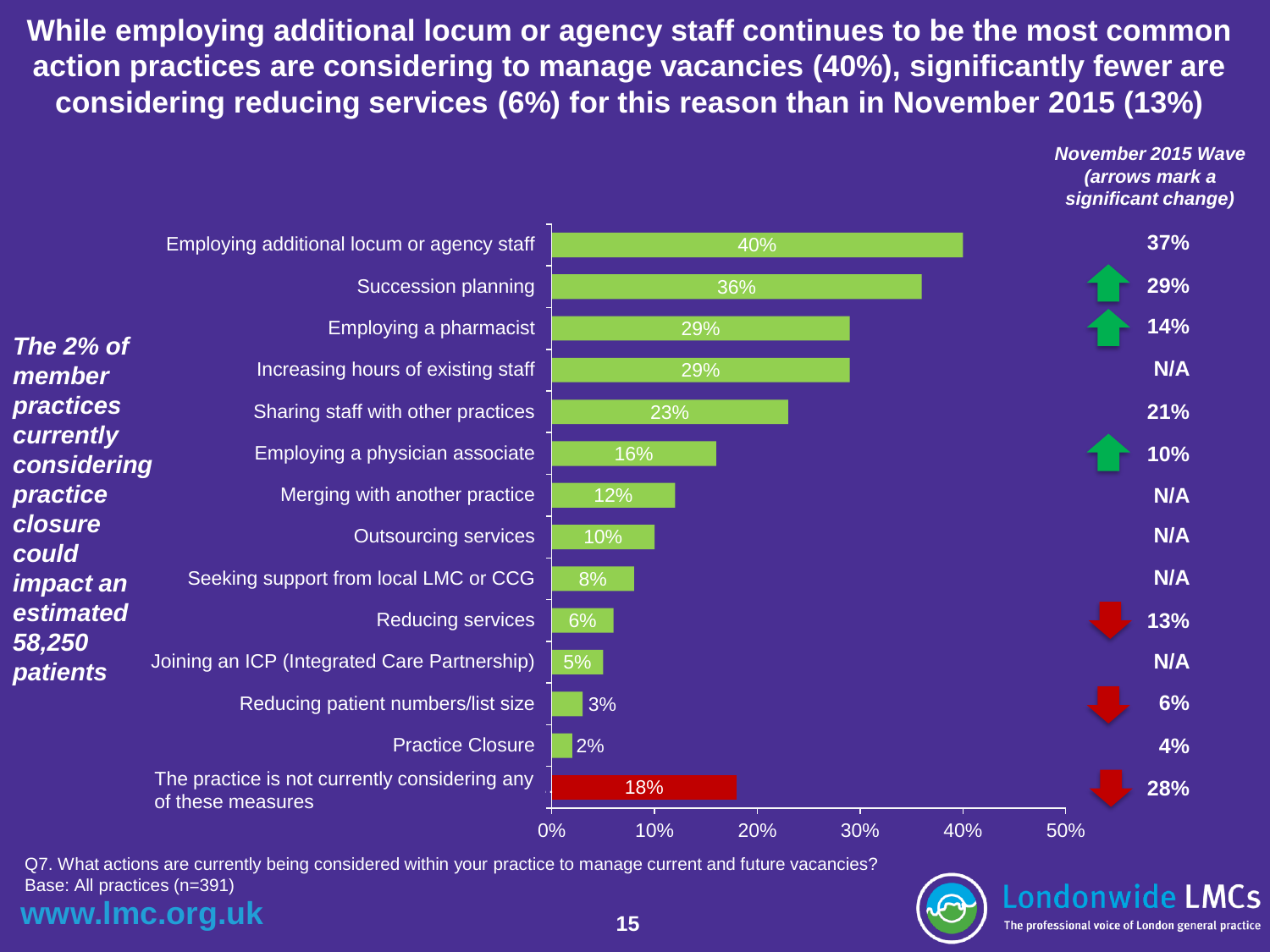# While employing additional locum or agency staff continues to be the most common action practices are considering to manage vacancies (40%), significantly fewer are considering reducing services (6%) for this reason than in November 2015 (13%)

*The 2% of member practices currently considering practice closure could impact an estimated 58,250 patients*

| Action | Current | November 2015 Wave (arrows mark a significant change) |
|---|---|---|
| Employing additional locum or agency staff | 40% | 37% |
| Succession planning | 36% | ↑ 29% |
| Employing a pharmacist | 29% | ↑ 14% |
| Increasing hours of existing staff | 29% | N/A |
| Sharing staff with other practices | 23% | 21% |
| Employing a physician associate | 16% | ↑ 10% |
| Merging with another practice | 12% | N/A |
| Outsourcing services | 10% | N/A |
| Seeking support from local LMC or CCG | 8% | N/A |
| Reducing services | 6% | ↓ 13% |
| Joining an ICP (Integrated Care Partnership) | 5% | N/A |
| Reducing patient numbers/list size | 3% | ↓ 6% |
| Practice Closure | 2% | 4% |
| The practice is not currently considering any of these measures | 18% | ↓ 28% |

Q7. What actions are currently being considered within your practice to manage current and future vacancies?
Base: All practices (n=391)

www.lmc.org.uk

Londonwide LMCs
The professional voice of London general practice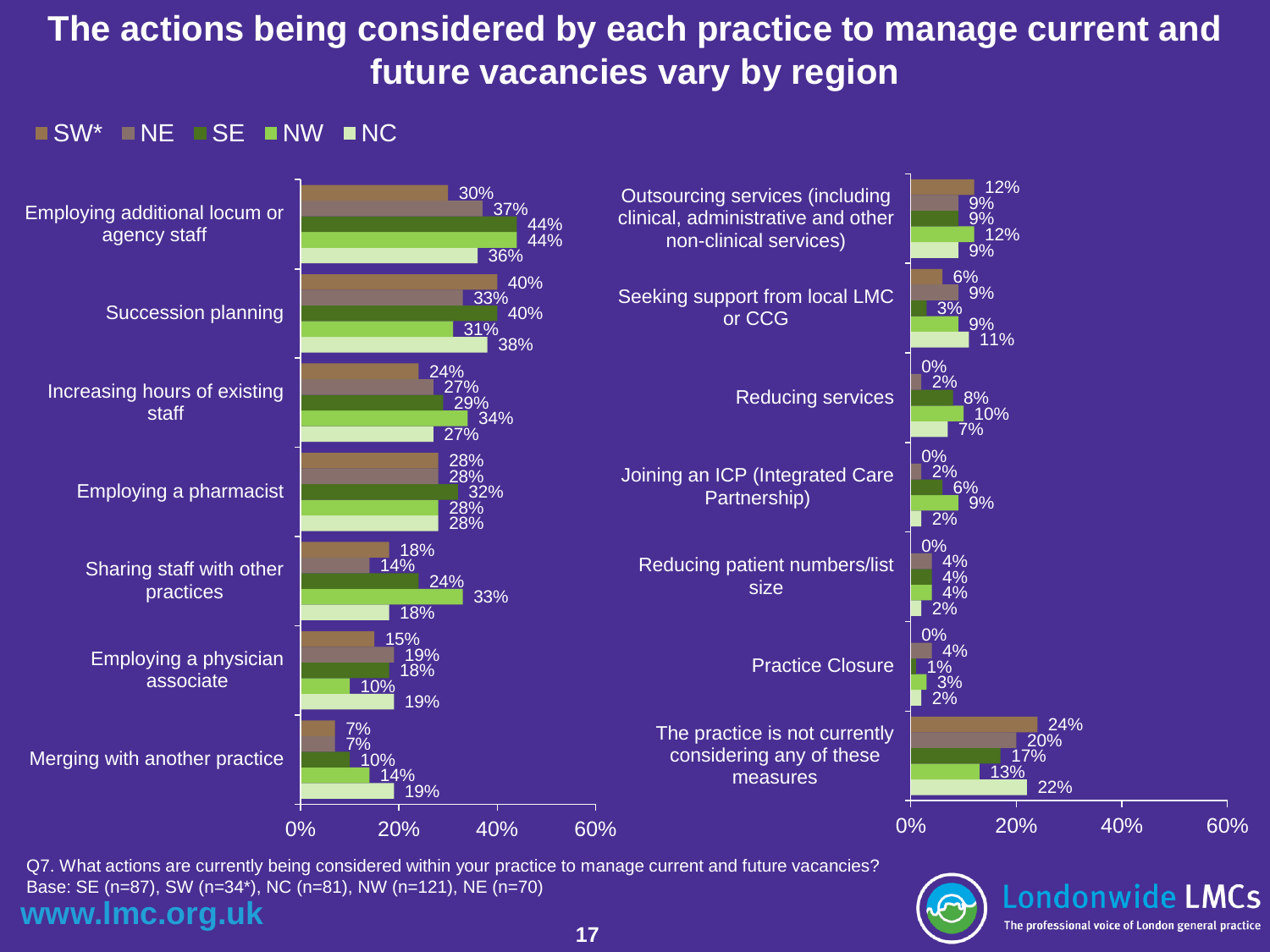# The actions being considered by each practice to manage current and future vacancies vary by region

| Action | SW* | NE | SE | NW | NC |
|---|---|---|---|---|---|
| Employing additional locum or agency staff | 30% | 37% | 44% | 44% | 36% |
| Succession planning | 40% | 33% | 40% | 31% | 38% |
| Increasing hours of existing staff | 24% | 27% | 29% | 34% | 27% |
| Employing a pharmacist | 28% | 28% | 32% | 28% | 28% |
| Sharing staff with other practices | 18% | 14% | 24% | 33% | 18% |
| Employing a physician associate | 15% | 19% | 18% | 10% | 19% |
| Merging with another practice | 7% | 7% | 10% | 14% | 19% |
| Outsourcing services (including clinical, administrative and other non-clinical services) | 12% | 9% | 9% | 12% | 9% |
| Seeking support from local LMC or CCG | 6% | 9% | 3% | 9% | 11% |
| Reducing services | 0% | 2% | 8% | 10% | 7% |
| Joining an ICP (Integrated Care Partnership) | 0% | 2% | 6% | 9% | 2% |
| Reducing patient numbers/list size | 0% | 4% | 4% | 4% | 2% |
| Practice Closure | 0% | 4% | 1% | 3% | 2% |
| The practice is not currently considering any of these measures | 24% | 20% | 17% | 13% | 22% |

Q7. What actions are currently being considered within your practice to manage current and future vacancies?
Base: SE (n=87), SW (n=34*), NC (n=81), NW (n=121), NE (n=70)

www.lmc.org.uk

Londonwide LMCs
The professional voice of London general practice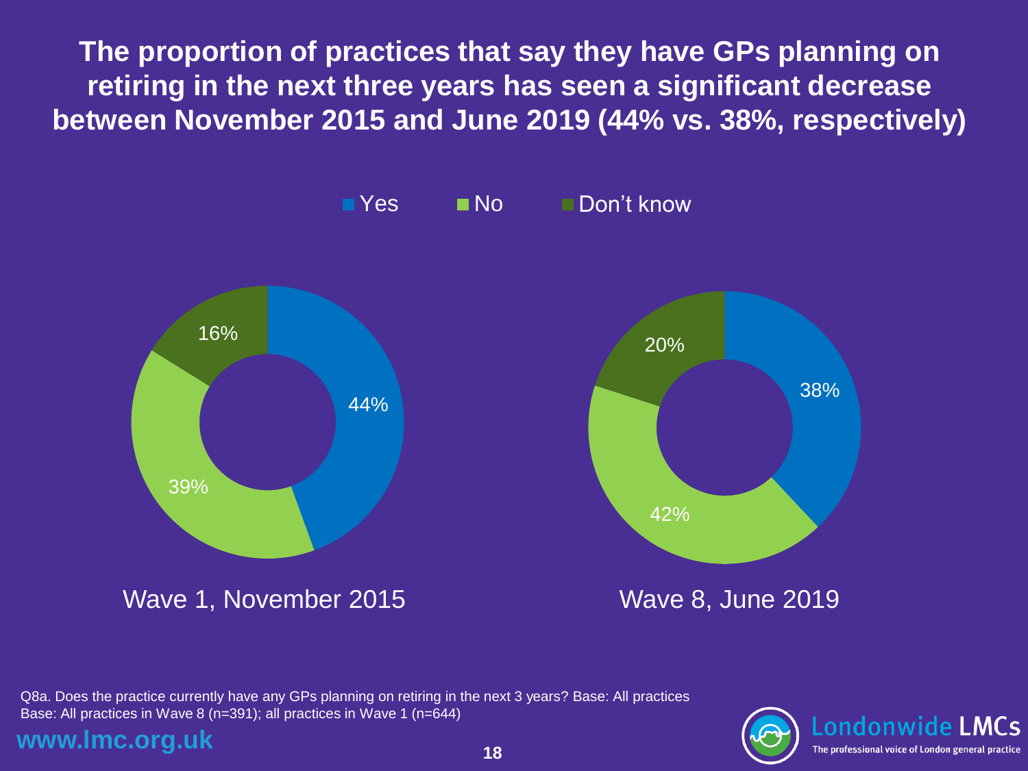# The proportion of practices that say they have GPs planning on retiring in the next three years has seen a significant decrease between November 2015 and June 2019 (44% vs. 38%, respectively)

| | Yes | No | Don't know |
|---|---|---|---|
| Wave 1, November 2015 | 44% | 39% | 16% |
| Wave 8, June 2019 | 38% | 42% | 20% |

Q8a. Does the practice currently have any GPs planning on retiring in the next 3 years? Base: All practices
Base: All practices in Wave 8 (n=391); all practices in Wave 1 (n=644)

www.lmc.org.uk

Londonwide LMCs
The professional voice of London general practice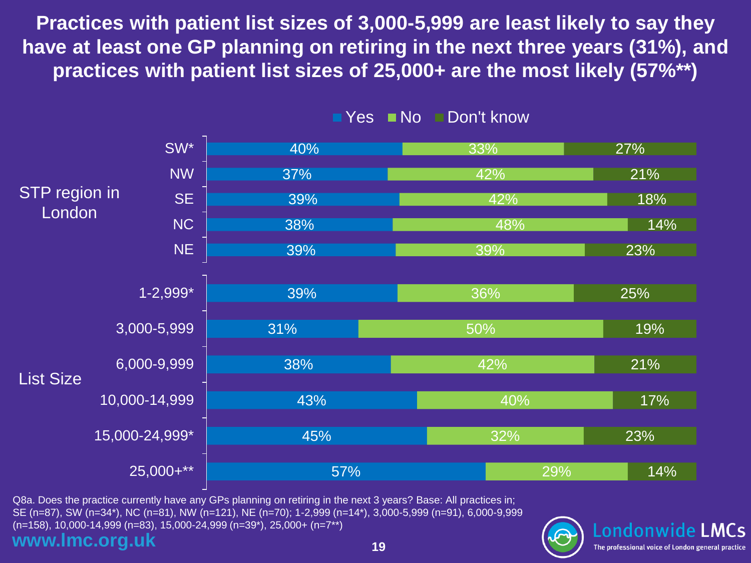# Practices with patient list sizes of 3,000-5,999 are least likely to say they have at least one GP planning on retiring in the next three years (31%), and practices with patient list sizes of 25,000+ are the most likely (57%**)

| | | Yes | No | Don't know |
|---|---|---|---|---|
| STP region in London | SW* | 40% | 33% | 27% |
| | NW | 37% | 42% | 21% |
| | SE | 39% | 42% | 18% |
| | NC | 38% | 48% | 14% |
| | NE | 39% | 39% | 23% |
| List Size | 1-2,999* | 39% | 36% | 25% |
| | 3,000-5,999 | 31% | 50% | 19% |
| | 6,000-9,999 | 38% | 42% | 21% |
| | 10,000-14,999 | 43% | 40% | 17% |
| | 15,000-24,999* | 45% | 32% | 23% |
| | 25,000+** | 57% | 29% | 14% |

Q8a. Does the practice currently have any GPs planning on retiring in the next 3 years? Base: All practices in; SE (n=87), SW (n=34*), NC (n=81), NW (n=121), NE (n=70); 1-2,999 (n=14*), 3,000-5,999 (n=91), 6,000-9,999 (n=158), 10,000-14,999 (n=83), 15,000-24,999 (n=39*), 25,000+ (n=7**)

www.lmc.org.uk

Londonwide LMCs
The professional voice of London general practice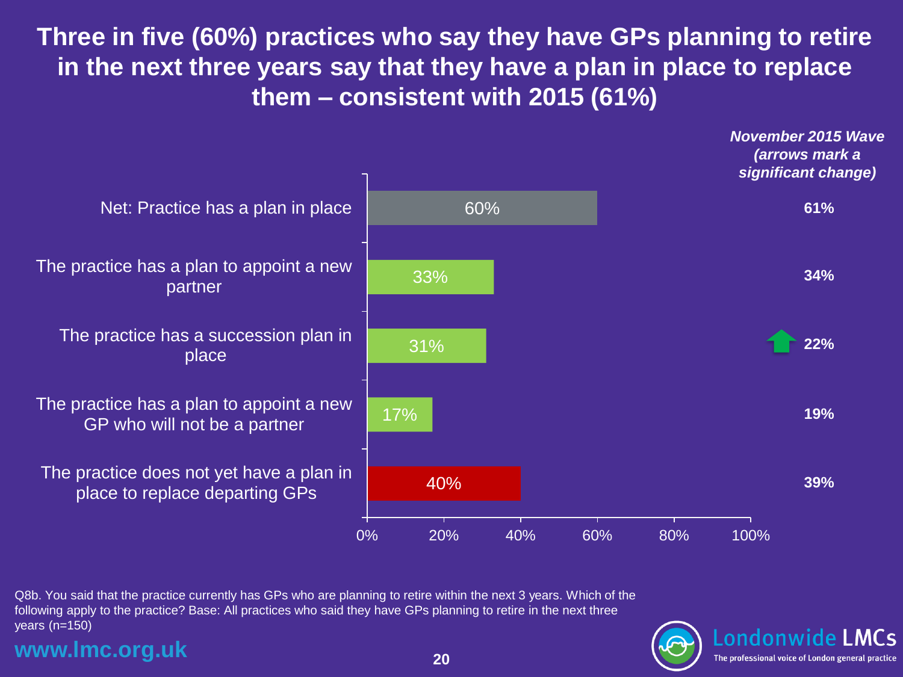# Three in five (60%) practices who say they have GPs planning to retire in the next three years say that they have a plan in place to replace them – consistent with 2015 (61%)

| | Current | *November 2015 Wave (arrows mark a significant change)* |
|---|---|---|
| Net: Practice has a plan in place | 60% | 61% |
| The practice has a plan to appoint a new partner | 33% | 34% |
| The practice has a succession plan in place | 31% | 22% (↑ significant change) |
| The practice has a plan to appoint a new GP who will not be a partner | 17% | 19% |
| The practice does not yet have a plan in place to replace departing GPs | 40% | 39% |

Q8b. You said that the practice currently has GPs who are planning to retire within the next 3 years. Which of the following apply to the practice? Base: All practices who said they have GPs planning to retire in the next three years (n=150)

www.lmc.org.uk

Londonwide LMCs – The professional voice of London general practice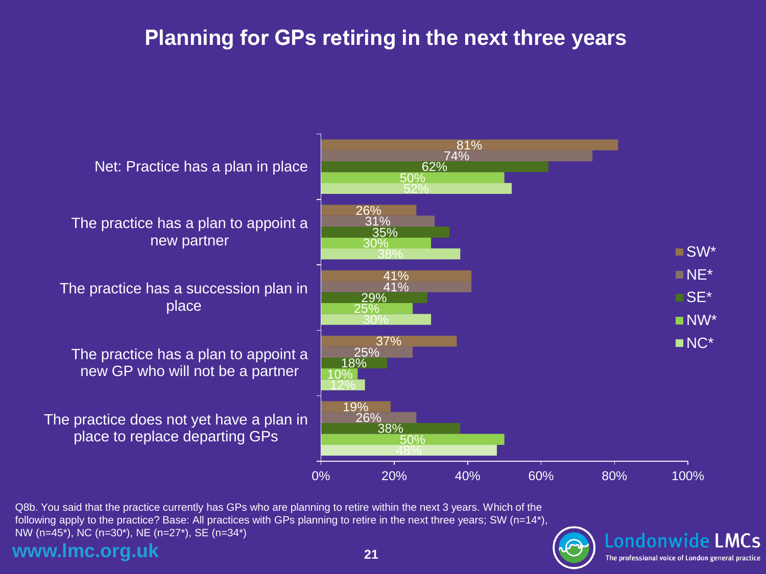# Planning for GPs retiring in the next three years

| | SW* | NE* | SE* | NW* | NC* |
|---|---|---|---|---|---|
| Net: Practice has a plan in place | 81% | 74% | 62% | 50% | 52% |
| The practice has a plan to appoint a new partner | 26% | 31% | 35% | 30% | 38% |
| The practice has a succession plan in place | 41% | 41% | 29% | 25% | 30% |
| The practice has a plan to appoint a new GP who will not be a partner | 37% | 25% | 18% | 10% | 12% |
| The practice does not yet have a plan in place to replace departing GPs | 19% | 26% | 38% | 50% | 48% |

Q8b. You said that the practice currently has GPs who are planning to retire within the next 3 years. Which of the following apply to the practice? Base: All practices with GPs planning to retire in the next three years; SW (n=14*), NW (n=45*), NC (n=30*), NE (n=27*), SE (n=34*)

www.lmc.org.uk

Londonwide LMCs
The professional voice of London general practice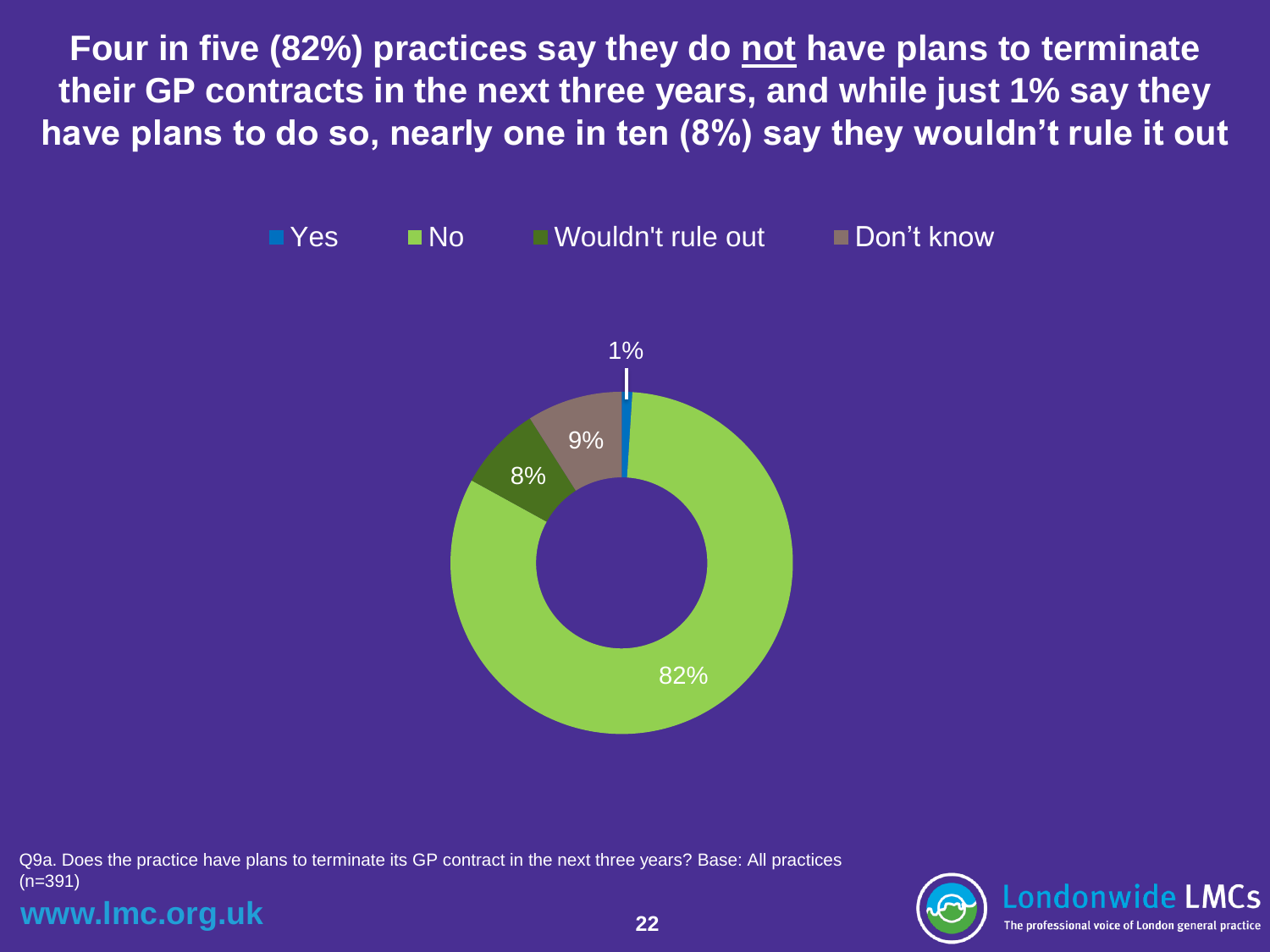# Four in five (82%) practices say they do not have plans to terminate their GP contracts in the next three years, and while just 1% say they have plans to do so, nearly one in ten (8%) say they wouldn't rule it out

| Response | % |
| --- | --- |
| Yes | 1% |
| No | 82% |
| Wouldn't rule out | 8% |
| Don't know | 9% |

Q9a. Does the practice have plans to terminate its GP contract in the next three years? Base: All practices (n=391)

www.lmc.org.uk

Londonwide LMCs
The professional voice of London general practice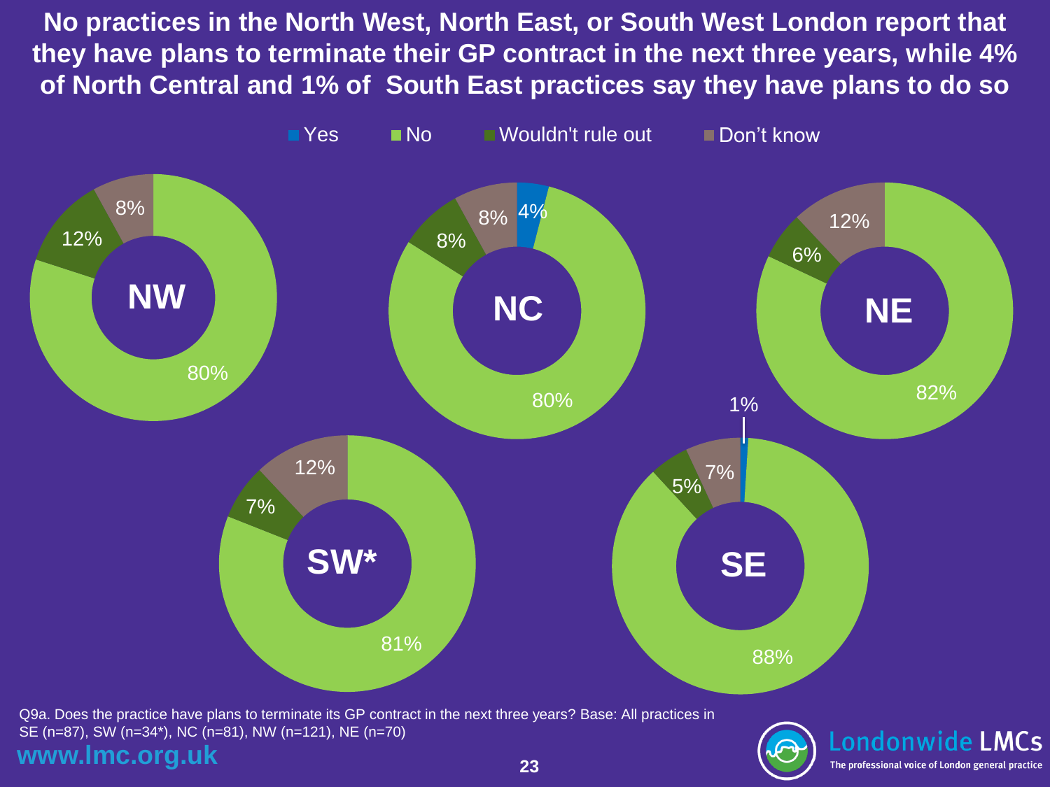# No practices in the North West, North East, or South West London report that they have plans to terminate their GP contract in the next three years, while 4% of North Central and 1% of South East practices say they have plans to do so

| Region | Yes | No | Wouldn't rule out | Don't know |
|---|---|---|---|---|
| NW | | 80% | 12% | 8% |
| NC | 4% | 80% | 8% | 8% |
| NE | | 82% | 6% | 12% |
| SW* | | 81% | 7% | 12% |
| SE | 1% | 88% | 5% | 7% |

Q9a. Does the practice have plans to terminate its GP contract in the next three years? Base: All practices in SE (n=87), SW (n=34*), NC (n=81), NW (n=121), NE (n=70)

www.lmc.org.uk

Londonwide LMCs
The professional voice of London general practice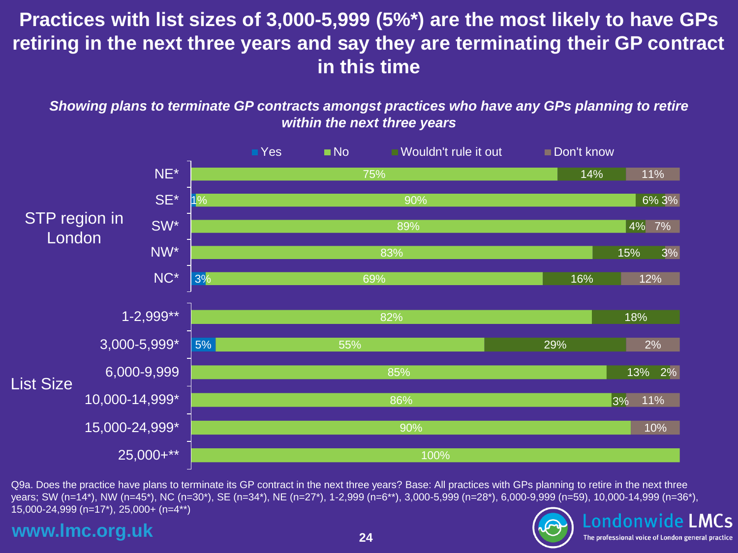# Practices with list sizes of 3,000-5,999 (5%*) are the most likely to have GPs retiring in the next three years and say they are terminating their GP contract in this time

***Showing plans to terminate GP contracts amongst practices who have any GPs planning to retire within the next three years***

| | | Yes | No | Wouldn't rule it out | Don't know |
|---|---|---|---|---|---|
| STP region in London | NE* | | 75% | 14% | 11% |
| | SE* | 1% | 90% | 6% | 3% |
| | SW* | | 89% | 4% | 7% |
| | NW* | | 83% | 15% | 3% |
| | NC* | 3% | 69% | 16% | 12% |
| List Size | 1-2,999** | | 82% | 18% | |
| | 3,000-5,999* | 5% | 55% | 29% | 2% |
| | 6,000-9,999 | | 85% | 13% | 2% |
| | 10,000-14,999* | | 86% | 3% | 11% |
| | 15,000-24,999* | | 90% | | 10% |
| | 25,000+** | | 100% | | |

Q9a. Does the practice have plans to terminate its GP contract in the next three years? Base: All practices with GPs planning to retire in the next three years; SW (n=14*), NW (n=45*), NC (n=30*), SE (n=34*), NE (n=27*), 1-2,999 (n=6**), 3,000-5,999 (n=28*), 6,000-9,999 (n=59), 10,000-14,999 (n=36*), 15,000-24,999 (n=17*), 25,000+ (n=4**)

www.lmc.org.uk

Londonwide LMCs
The professional voice of London general practice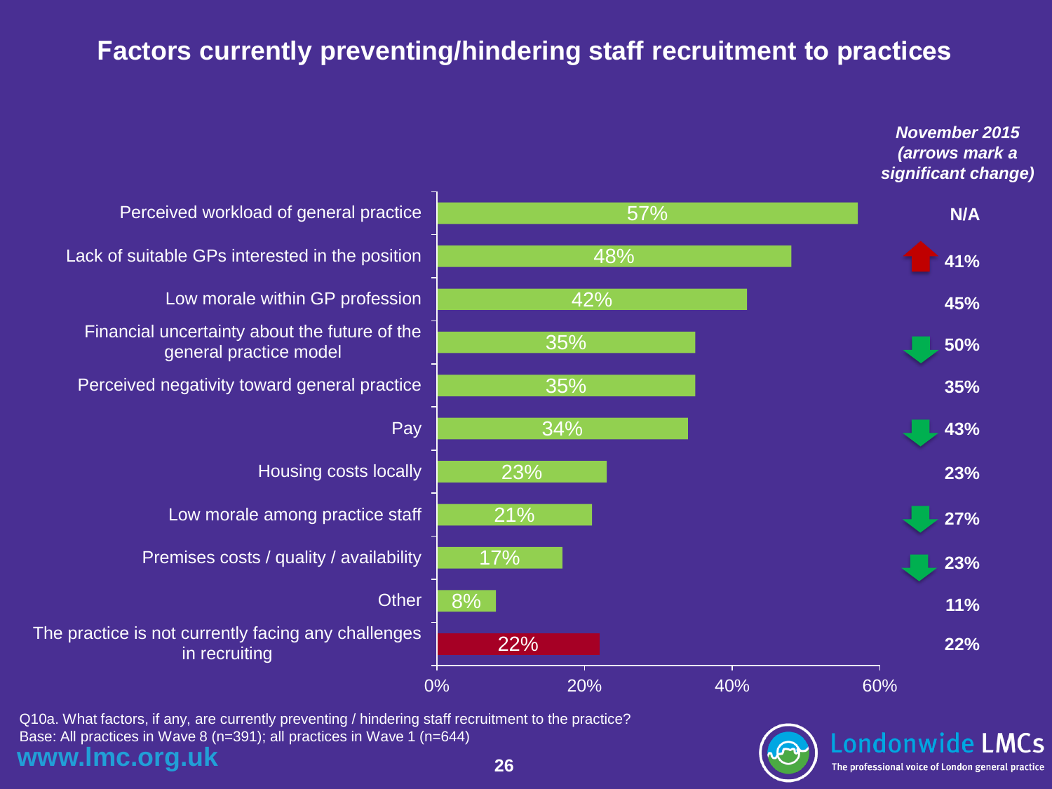# Factors currently preventing/hindering staff recruitment to practices

*November 2015 (arrows mark a significant change)*

Perceived workload of general practice
57%
N/A

Lack of suitable GPs interested in the position
48%
41%

Low morale within GP profession
42%
45%

Financial uncertainty about the future of the general practice model
35%
50%

Perceived negativity toward general practice
35%
35%

Pay
34%
43%

Housing costs locally
23%
23%

Low morale among practice staff
21%
27%

Premises costs / quality / availability
17%
23%

Other
8%
11%

The practice is not currently facing any challenges in recruiting
22%
22%

0%
20%
40%
60%

Q10a. What factors, if any, are currently preventing / hindering staff recruitment to the practice?
Base: All practices in Wave 8 (n=391); all practices in Wave 1 (n=644)

www.lmc.org.uk

Londonwide LMCs
The professional voice of London general practice